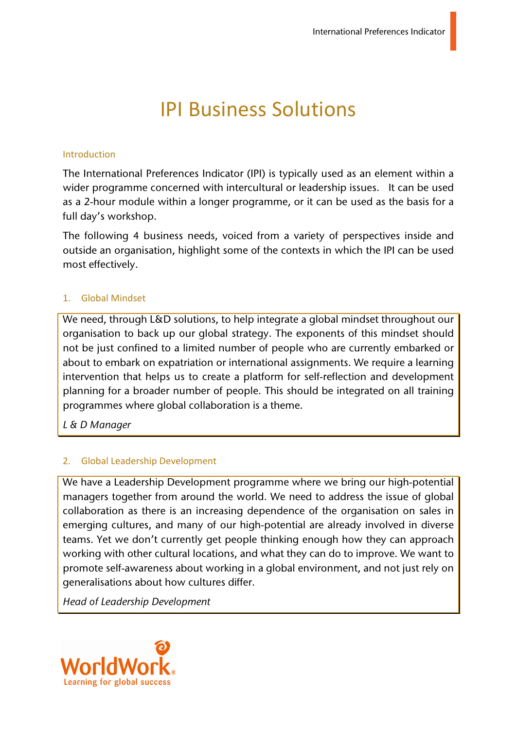# IPI Business Solutions

## Introduction

The International Preferences Indicator (IPI) is typically used as an element within a wider programme concerned with intercultural or leadership issues. It can be used as a 2-hour module within a longer programme, or it can be used as the basis for a full day's workshop.

The following 4 business needs, voiced from a variety of perspectives inside and outside an organisation, highlight some of the contexts in which the IPI can be used most effectively.

### 1. Global Mindset

> We need, through L&D solutions, to help integrate a global mindset throughout our organisation to back up our global strategy. The exponents of this mindset should not be just confined to a limited number of people who are currently embarked or about to embark on expatriation or international assignments. We require a learning intervention that helps us to create a platform for self-reflection and development planning for a broader number of people. This should be integrated on all training programmes where global collaboration is a theme.
>
> *L & D Manager*

### 2. Global Leadership Development

> We have a Leadership Development programme where we bring our high-potential managers together from around the world. We need to address the issue of global collaboration as there is an increasing dependence of the organisation on sales in emerging cultures, and many of our high-potential are already involved in diverse teams. Yet we don't currently get people thinking enough how they can approach working with other cultural locations, and what they can do to improve. We want to promote self-awareness about working in a global environment, and not just rely on generalisations about how cultures differ.
>
> *Head of Leadership Development*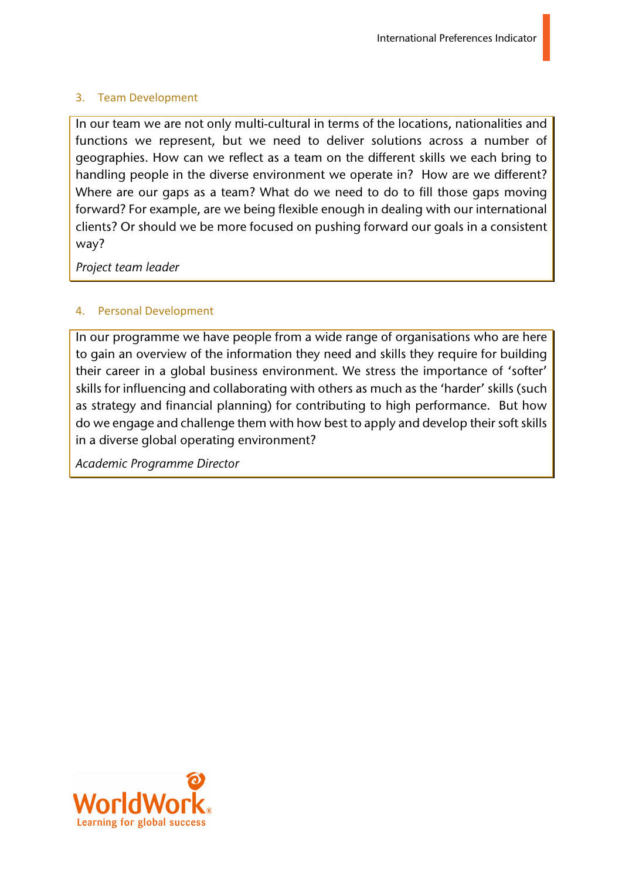### 3. Team Development

> In our team we are not only multi-cultural in terms of the locations, nationalities and functions we represent, but we need to deliver solutions across a number of geographies. How can we reflect as a team on the different skills we each bring to handling people in the diverse environment we operate in? How are we different? Where are our gaps as a team? What do we need to do to fill those gaps moving forward? For example, are we being flexible enough in dealing with our international clients? Or should we be more focused on pushing forward our goals in a consistent way?
>
> *Project team leader*

### 4. Personal Development

> In our programme we have people from a wide range of organisations who are here to gain an overview of the information they need and skills they require for building their career in a global business environment. We stress the importance of 'softer' skills for influencing and collaborating with others as much as the 'harder' skills (such as strategy and financial planning) for contributing to high performance. But how do we engage and challenge them with how best to apply and develop their soft skills in a diverse global operating environment?
>
> *Academic Programme Director*